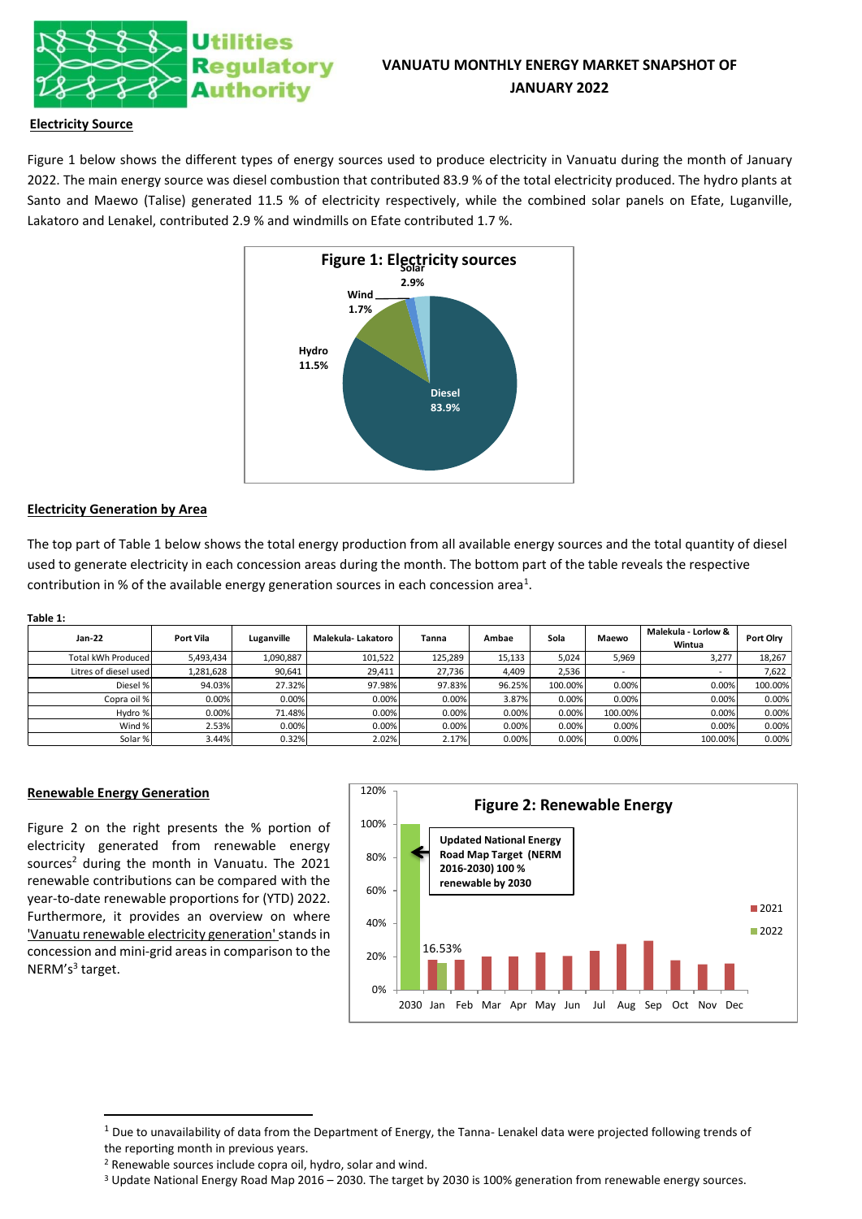# VANUATU MONTHLY ENERGY MARKET SNAPSHOT OF JANUARY 2022

## Electricity Source

Figure 1 below shows the different types of energy sources used to produce electricity in Vanuatu during the month of January 2022. The main energy source was diesel combustion that contributed 83.9 % of the total electricity produced. The hydro plants at Santo and Maewo (Talise) generated 11.5 % of electricity respectively, while the combined solar panels on Efate, Luganville, Lakatoro and Lenakel, contributed 2.9 % and windmills on Efate contributed 1.7 %.

**Figure 1: Electricity sources**

Solar 2.9%
Wind 1.7%
Hydro 11.5%
Diesel 83.9%

## Electricity Generation by Area

The top part of Table 1 below shows the total energy production from all available energy sources and the total quantity of diesel used to generate electricity in each concession areas during the month. The bottom part of the table reveals the respective contribution in % of the available energy generation sources in each concession area[1].

**Table 1:**

| Jan-22 | Port Vila | Luganville | Malekula- Lakatoro | Tanna | Ambae | Sola | Maewo | Malekula - Lorlow & Wintua | Port Olry |
|---|---|---|---|---|---|---|---|---|---|
| Total kWh Produced | 5,493,434 | 1,090,887 | 101,522 | 125,289 | 15,133 | 5,024 | 5,969 | 3,277 | 18,267 |
| Litres of diesel used | 1,281,628 | 90,641 | 29,411 | 27,736 | 4,409 | 2,536 | - | - | 7,622 |
| Diesel % | 94.03% | 27.32% | 97.98% | 97.83% | 96.25% | 100.00% | 0.00% | 0.00% | 100.00% |
| Copra oil % | 0.00% | 0.00% | 0.00% | 0.00% | 3.87% | 0.00% | 0.00% | 0.00% | 0.00% |
| Hydro % | 0.00% | 71.48% | 0.00% | 0.00% | 0.00% | 0.00% | 100.00% | 0.00% | 0.00% |
| Wind % | 2.53% | 0.00% | 0.00% | 0.00% | 0.00% | 0.00% | 0.00% | 0.00% | 0.00% |
| Solar % | 3.44% | 0.32% | 2.02% | 2.17% | 0.00% | 0.00% | 0.00% | 100.00% | 0.00% |

## Renewable Energy Generation

Figure 2 on the right presents the % portion of electricity generated from renewable energy sources[2] during the month in Vanuatu. The 2021 renewable contributions can be compared with the year-to-date renewable proportions for (YTD) 2022. Furthermore, it provides an overview on where 'Vanuatu renewable electricity generation' stands in concession and mini-grid areas in comparison to the NERM's[3] target.

**Figure 2: Renewable Energy**

Updated National Energy Road Map Target (NERM 2016-2030) 100 % renewable by 2030

16.53%

Legend: 2021, 2022

X-axis: 2030, Jan, Feb, Mar, Apr, May, Jun, Jul, Aug, Sep, Oct, Nov, Dec

Y-axis: 0%, 20%, 40%, 60%, 80%, 100%, 120%

---

[1] Due to unavailability of data from the Department of Energy, the Tanna- Lenakel data were projected following trends of the reporting month in previous years.

[2] Renewable sources include copra oil, hydro, solar and wind.

[3] Update National Energy Road Map 2016 – 2030. The target by 2030 is 100% generation from renewable energy sources.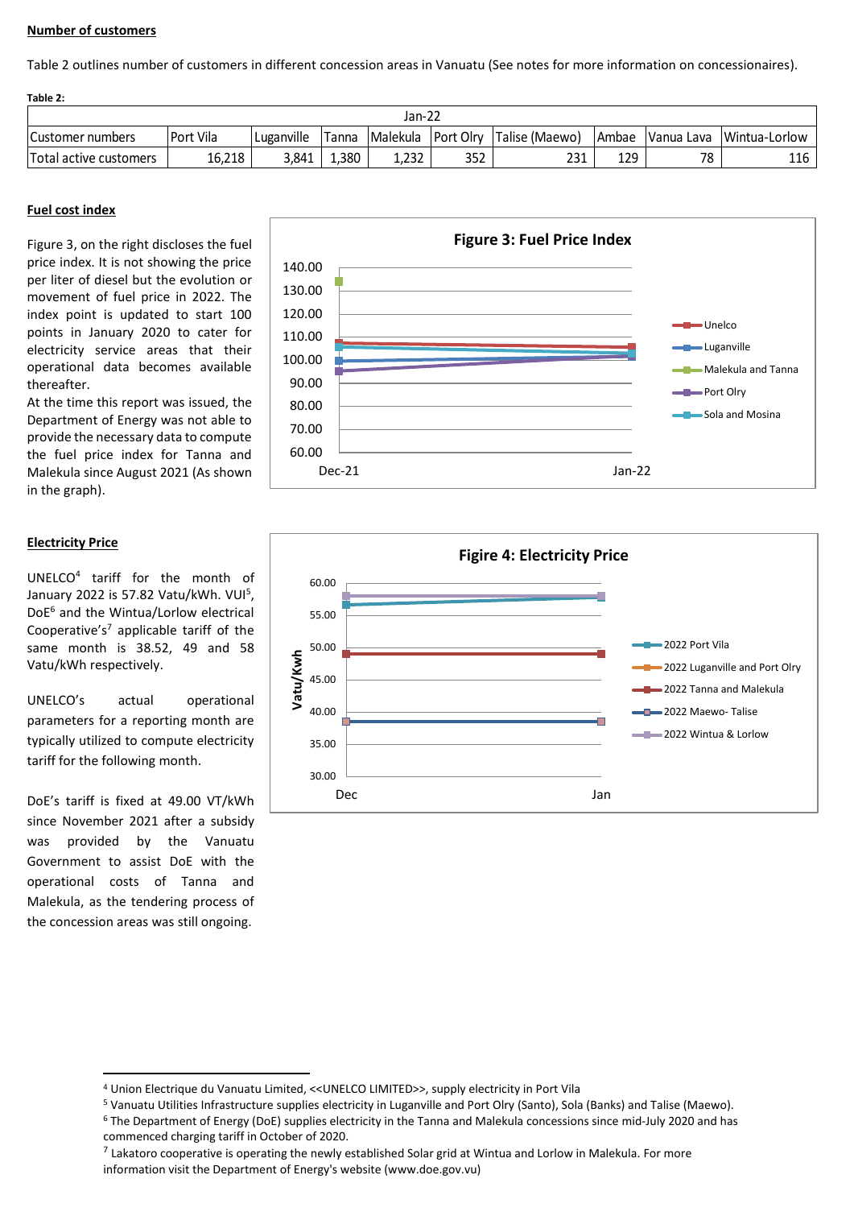**Number of customers**

Table 2 outlines number of customers in different concession areas in Vanuatu (See notes for more information on concessionaires).

**Table 2:**

| | Jan-22 | | | | | | | | |
|---|---|---|---|---|---|---|---|---|---|
| Customer numbers | Port Vila | Luganville | Tanna | Malekula | Port Olry | Talise (Maewo) | Ambae | Vanua Lava | Wintua-Lorlow |
| Total active customers | 16,218 | 3,841 | 1,380 | 1,232 | 352 | 231 | 129 | 78 | 116 |

**Fuel cost index**

Figure 3, on the right discloses the fuel price index. It is not showing the price per liter of diesel but the evolution or movement of fuel price in 2022. The index point is updated to start 100 points in January 2020 to cater for electricity service areas that their operational data becomes available thereafter.

At the time this report was issued, the Department of Energy was not able to provide the necessary data to compute the fuel price index for Tanna and Malekula since August 2021 (As shown in the graph).

**Figure 3: Fuel Price Index**

**Electricity Price**

UNELCO[4] tariff for the month of January 2022 is 57.82 Vatu/kWh. VUI[5], DoE[6] and the Wintua/Lorlow electrical Cooperative's[7] applicable tariff of the same month is 38.52, 49 and 58 Vatu/kWh respectively.

UNELCO's actual operational parameters for a reporting month are typically utilized to compute electricity tariff for the following month.

DoE's tariff is fixed at 49.00 VT/kWh since November 2021 after a subsidy was provided by the Vanuatu Government to assist DoE with the operational costs of Tanna and Malekula, as the tendering process of the concession areas was still ongoing.

**Figire 4: Electricity Price**

---

[4] Union Electrique du Vanuatu Limited, <<UNELCO LIMITED>>, supply electricity in Port Vila

[5] Vanuatu Utilities Infrastructure supplies electricity in Luganville and Port Olry (Santo), Sola (Banks) and Talise (Maewo).

[6] The Department of Energy (DoE) supplies electricity in the Tanna and Malekula concessions since mid-July 2020 and has commenced charging tariff in October of 2020.

[7] Lakatoro cooperative is operating the newly established Sun grid at Wintua and Lorlow in Malekula. For more information visit the Department of Energy's website (www.doe.gov.vu)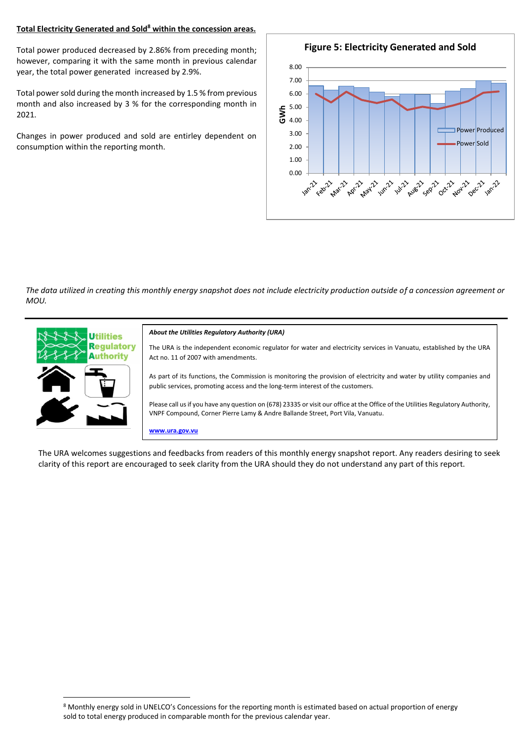**Total Electricity Generated and Sold[8] within the concession areas.**

Total power produced decreased by 2.86% from preceding month; however, comparing it with the same month in previous calendar year, the total power generated increased by 2.9%.

Total power sold during the month increased by 1.5 % from previous month and also increased by 3 % for the corresponding month in 2021.

Changes in power produced and sold are entirley dependent on consumption within the reporting month.

**Figure 5: Electricity Generated and Sold**

*The data utilized in creating this monthly energy snapshot does not include electricity production outside of a concession agreement or MOU.*

***About the Utilities Regulatory Authority (URA)***

The URA is the independent economic regulator for water and electricity services in Vanuatu, established by the URA Act no. 11 of 2007 with amendments.

As part of its functions, the Commission is monitoring the provision of electricity and water by utility companies and public services, promoting access and the long-term interest of the customers.

Please call us if you have any question on (678) 23335 or visit our office at the Office of the Utilities Regulatory Authority, VNPF Compound, Corner Pierre Lamy & Andre Ballande Street, Port Vila, Vanuatu.

**www.ura.gov.vu**

The URA welcomes suggestions and feedbacks from readers of this monthly energy snapshot report. Any readers desiring to seek clarity of this report are encouraged to seek clarity from the URA should they do not understand any part of this report.

[8] Monthly energy sold in UNELCO's Concessions for the reporting month is estimated based on actual proportion of energy sold to total energy produced in comparable month for the previous calendar year.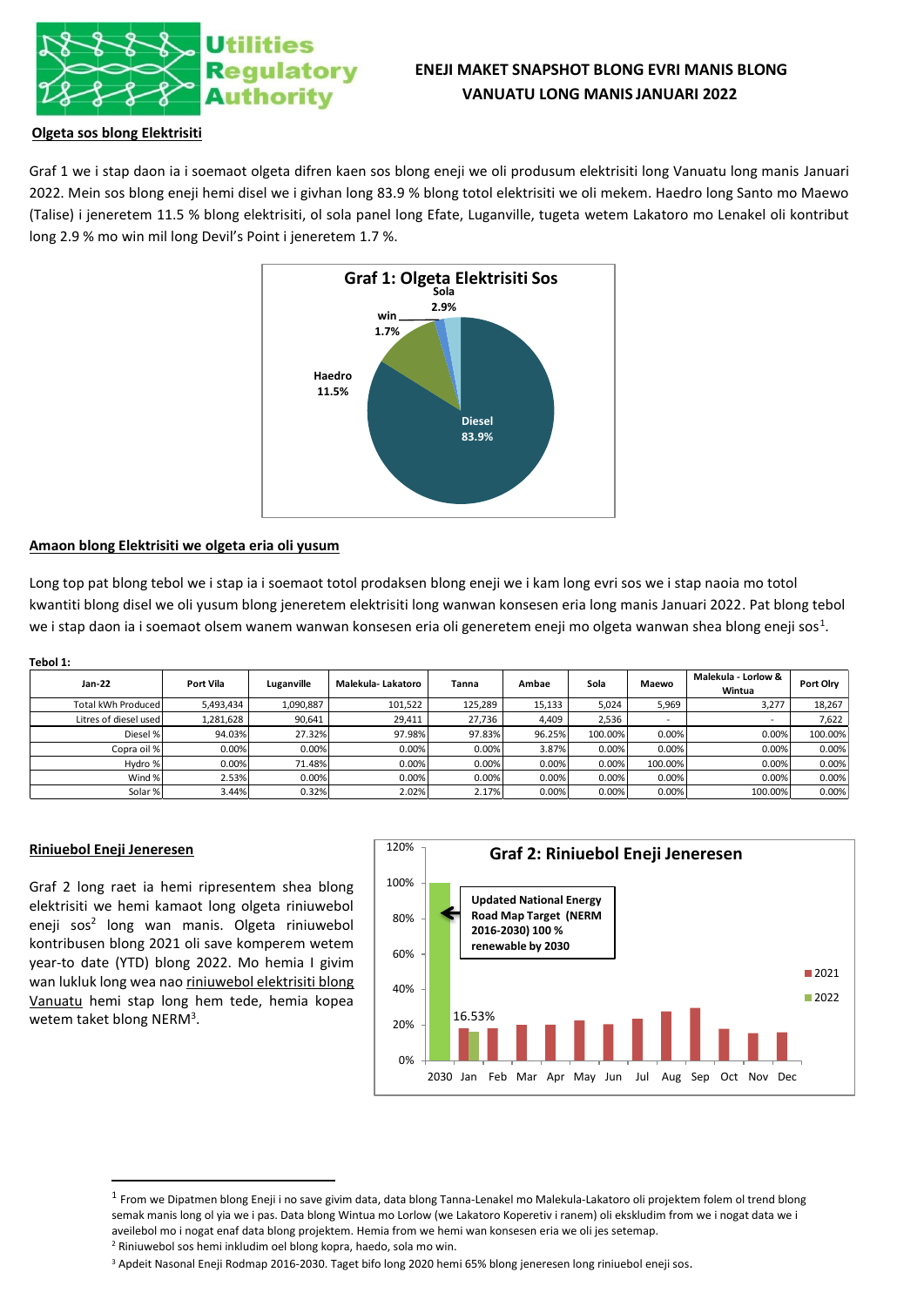# ENEJI MAKET SNAPSHOT BLONG EVRI MANIS BLONG VANUATU LONG MANIS JANUARI 2022

## Olgeta sos blong Elektrisiti

Graf 1 we i stap daon ia i soemaot olgeta difren kaen sos blong eneji we oli produsum elektrisiti long Vanuatu long manis Januari 2022. Mein sos blong eneji hemi disel we i givhan long 83.9 % blong totol elektrisiti we oli mekem. Haedro long Santo mo Maewo (Talise) i jeneretem 11.5 % blong elektrisiti, ol sola panel long Efate, Luganville, tugeta wetem Lakatoro mo Lenakel oli kontribut long 2.9 % mo win mil long Devil's Point i jeneretem 1.7 %.

**Graf 1: Olgeta Elektrisiti Sos**

- Diesel 83.9%
- Haedro 11.5%
- Sola 2.9%
- win 1.7%

## Amaon blong Elektrisiti we olgeta eria oli yusum

Long top pat blong tebol we i stap ia i soemaot totol prodaksen blong eneji we i kam long evri sos we i stap naoia mo totol kwantiti blong disel we oli yusum blong jeneretem elektrisiti long wanwan konsesen eria long manis Januari 2022. Pat blong tebol we i stap daon ia i soemaot olsem wanem wanwan konsesen eria oli generetem eneji mo olgeta wanwan shea blong eneji sos[1].

**Tebol 1:**

| Jan-22 | Port Vila | Luganville | Malekula- Lakatoro | Tanna | Ambae | Sola | Maewo | Malekula - Lorlow & Wintua | Port Olry |
|---|---|---|---|---|---|---|---|---|---|
| Total kWh Produced | 5,493,434 | 1,090,887 | 101,522 | 125,289 | 15,133 | 5,024 | 5,969 | 3,277 | 18,267 |
| Litres of diesel used | 1,281,628 | 90,641 | 29,411 | 27,736 | 4,409 | 2,536 | - | - | 7,622 |
| Diesel % | 94.03% | 27.32% | 97.98% | 97.83% | 96.25% | 100.00% | 0.00% | 0.00% | 100.00% |
| Copra oil % | 0.00% | 0.00% | 0.00% | 0.00% | 3.87% | 0.00% | 0.00% | 0.00% | 0.00% |
| Hydro % | 0.00% | 71.48% | 0.00% | 0.00% | 0.00% | 0.00% | 100.00% | 0.00% | 0.00% |
| Wind % | 2.53% | 0.00% | 0.00% | 0.00% | 0.00% | 0.00% | 0.00% | 0.00% | 0.00% |
| Solar % | 3.44% | 0.32% | 2.02% | 2.17% | 0.00% | 0.00% | 0.00% | 100.00% | 0.00% |

## Riniuebol Eneji Jeneresen

Graf 2 long raet ia hemi ripresentem shea blong elektrisiti we hemi kamaot long olgeta riniuwebol eneji sos[2] long wan manis. Olgeta riniuwebol kontribusen blong 2021 oli save komperem wetem year-to date (YTD) blong 2022. Mo hemia I givim wan lukluk long wea nao riniuwebol elektrisiti blong Vanuatu hemi stap long hem tede, hemia kopea wetem taket blong NERM[3].

**Graf 2: Riniuebol Eneji Jeneresen**

Updated National Energy Road Map Target (NERM 2016-2030) 100 % renewable by 2030

2022 (Jan): 16.53%

Legend: 2021, 2022

---

[1] From we Dipatmen blong Eneji i no save givim data, data blong Tanna-Lenakel mo Malekula-Lakatoro oli projektem folem ol trend blong semak manis long ol yia we i pas. Data blong Wintua mo Lorlow (we Lakatoro Koperetiv i ranem) oli ekskludim from we i nogat data we i aveilebol mo i nogat enaf data blong projektem. Hemia from we hemi wan konsesen eria we oli jes setemap.

[2] Riniuwebol sos hemi inkludim oel blong kopra, haedo, sola mo win.

[3] Apdeit Nasonal Eneji Rodmap 2016-2030. Taget bifo long 2020 hemi 65% blong jeneresen long riniuebol eneji sos.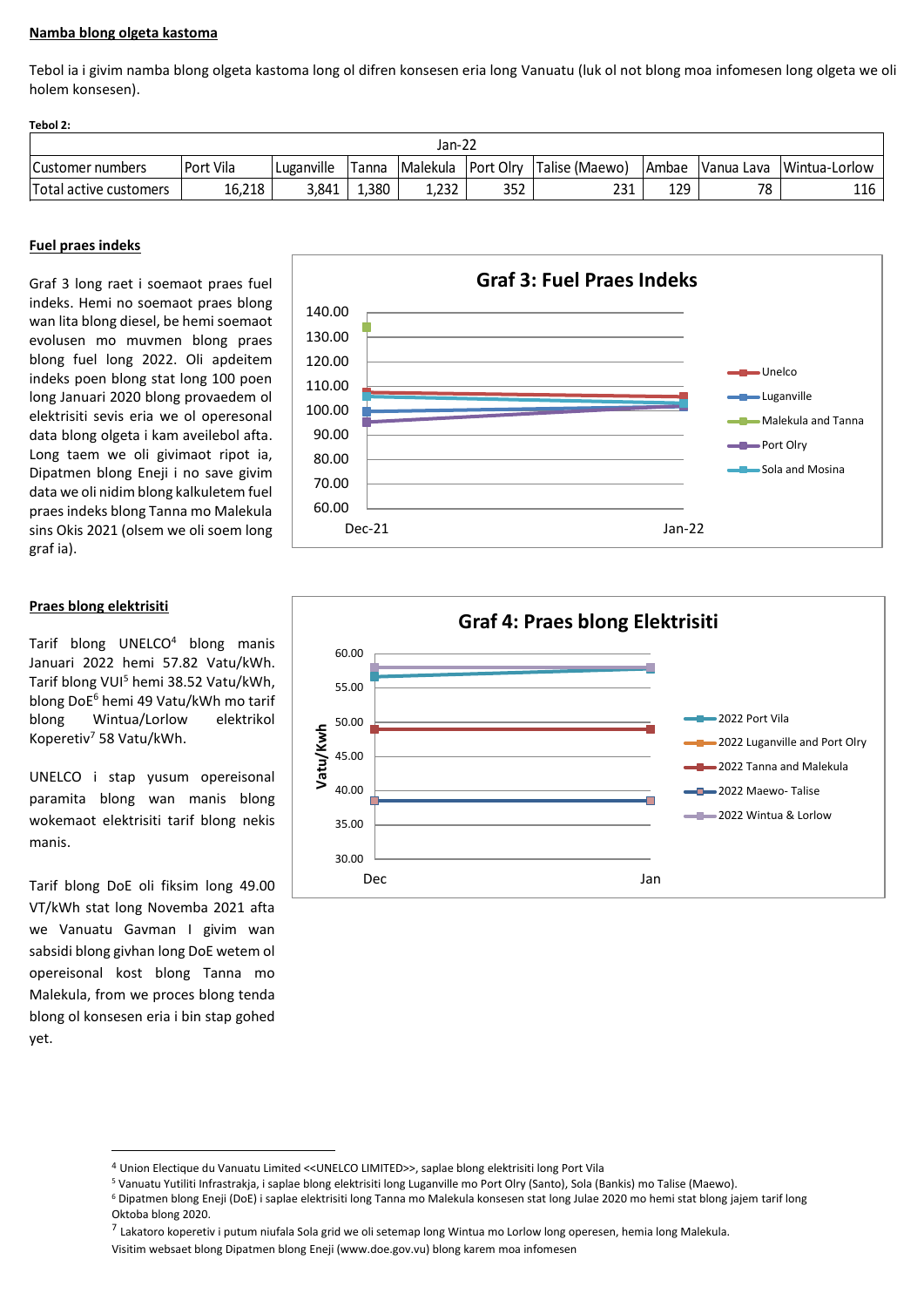**Namba blong olgeta kastoma**

Tebol ia i givim namba blong olgeta kastoma long ol difren konsesen eria long Vanuatu (luk ol not blong moa infomesen long olgeta we oli holem konsesen).

**Tebol 2:**

| Jan-22 | | | | | | | | | |
|---|---|---|---|---|---|---|---|---|---|
| Customer numbers | Port Vila | Luganville | Tanna | Malekula | Port Olry | Talise (Maewo) | Ambae | Vanua Lava | Wintua-Lorlow |
| Total active customers | 16,218 | 3,841 | 1,380 | 1,232 | 352 | 231 | 129 | 78 | 116 |

**Fuel praes indeks**

Graf 3 long raet i soemaot praes fuel indeks. Hemi no soemaot praes blong wan lita blong diesel, be hemi soemaot evolusen mo muvmen blong praes blong fuel long 2022. Oli apdeitem indeks poen blong stat long 100 poen long Januari 2020 blong provaedem ol elektrisiti sevis eria we ol operesonal data blong olgeta i kam aveilebol afta. Long taem we oli givimaot ripot ia, Dipatmen blong Eneji i no save givim data we oli nidim blong kalkuletem fuel praes indeks blong Tanna mo Malekula sins Okis 2021 (olsem we oli soem long graf ia).

**Graf 3: Fuel Praes Indeks**

**Praes blong elektrisiti**

Tarif blong UNELCO[4] blong manis Januari 2022 hemi 57.82 Vatu/kWh. Tarif blong VUI[5] hemi 38.52 Vatu/kWh, blong DoE[6] hemi 49 Vatu/kWh mo tarif blong Wintua/Lorlow elektrikol Koperetiv[7] 58 Vatu/kWh.

UNELCO i stap yusum opereisonal paramita blong wan manis blong wokemaot elektrisiti tarif blong nekis manis.

Tarif blong DoE oli fiksim long 49.00 VT/kWh stat long Novemba 2021 afta we Vanuatu Gavman I givim wan sabsidi blong givhan long DoE wetem ol opereisonal kost blong Tanna mo Malekula, from we proces blong tenda blong ol konsesen eria i bin stap gohed yet.

**Graf 4: Praes blong Elektrisiti**

---

[4] Union Electique du Vanuatu Limited <<UNELCO LIMITED>>, saplae blong elektrisiti long Port Vila

[5] Vanuatu Yutiliti Infrastrakja, i saplae blong elektrisiti long Luganville mo Port Olry (Santo), Sola (Bankis) mo Talise (Maewo).

[6] Dipatmen blong Eneji (DoE) i saplae elektrisiti long Tanna mo Malekula konsesen stat long Julae 2020 mo hemi stat blong jajem tarif long Oktoba blong 2020.

[7] Lakatoro koperetiv i putum niufala Sola grid we oli setemap long Wintua mo Lorlow long operesen, hemia long Malekula.

Visitim websaet blong Dipatmen blong Eneji (www.doe.gov.vu) blong karem moa infomesen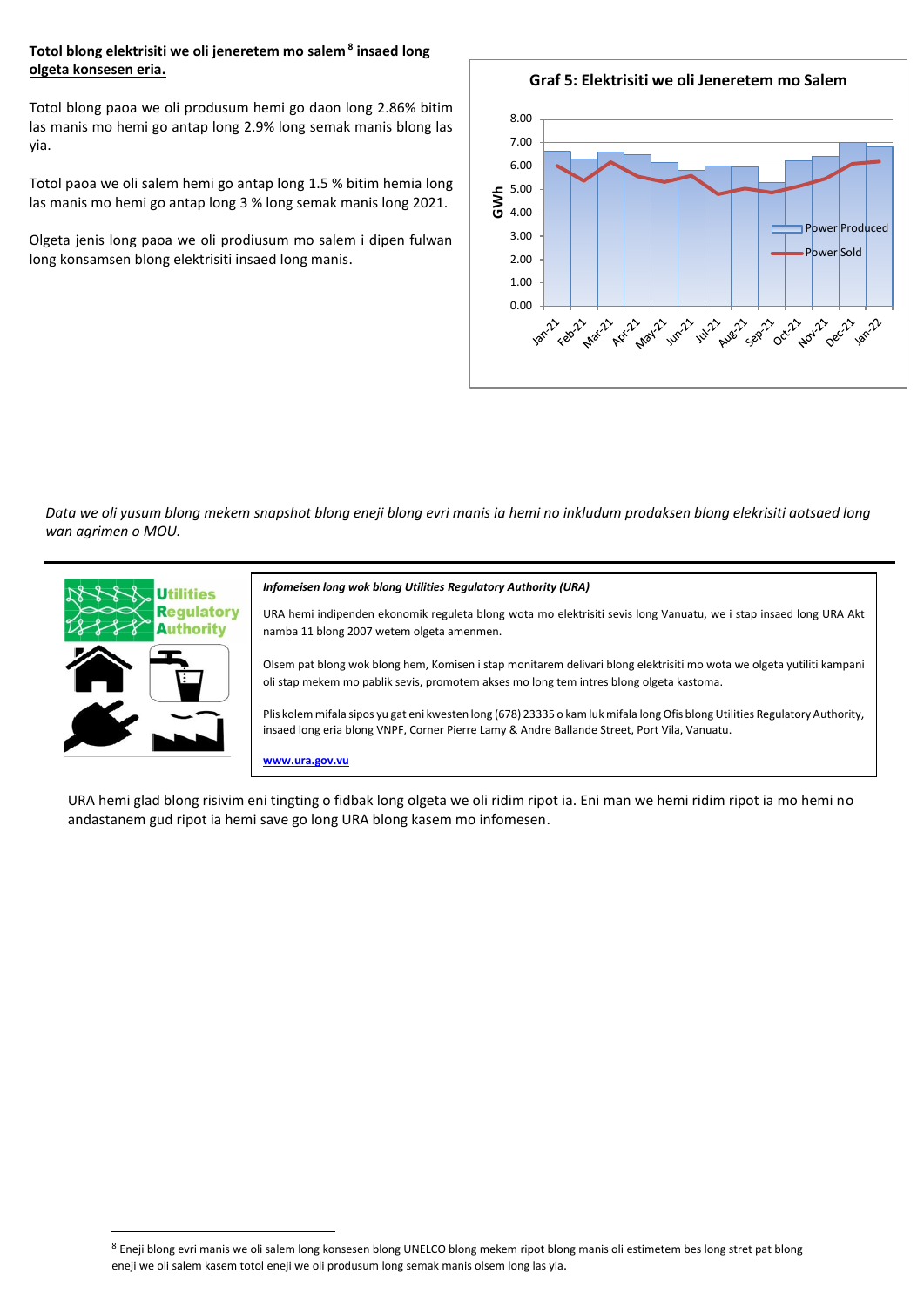**Totol blong elektrisiti we oli jeneretem mo salem[8] insaed long olgeta konsesen eria.**

Totol blong paoa we oli produsum hemi go daon long 2.86% bitim las manis mo hemi go antap long 2.9% long semak manis blong las yia.

Totol paoa we oli salem hemi go antap long 1.5 % bitim hemia long las manis mo hemi go antap long 3 % long semak manis long 2021.

Olgeta jenis long paoa we oli prodiusum mo salem i dipen fulwan long konsamsen blong elektrisiti insaed long manis.

**Graf 5: Elektrisiti we oli Jeneretem mo Salem**

*Data we oli yusum blong mekem snapshot blong eneji blong evri manis ia hemi no inkludum prodaksen blong elekrisiti aotsaed long wan agrimen o MOU.*

***Infomeisen long wok blong Utilities Regulatory Authority (URA)***

URA hemi indipenden ekonomik reguleta blong wota mo elektrisiti sevis long Vanuatu, we i stap insaed long URA Akt namba 11 blong 2007 wetem olgeta amenmen.

Olsem pat blong wok blong hem, Komisen i stap monitarem delivari blong elektrisiti mo wota we olgeta yutiliti kampani oli stap mekem mo pablik sevis, promotem akses mo long tem intres blong olgeta kastoma.

Plis kolem mifala sipos yu gat eni kwesten long (678) 23335 o kam luk mifala long Ofis blong Utilities Regulatory Authority, insaed long eria blong VNPF, Corner Pierre Lamy & Andre Ballande Street, Port Vila, Vanuatu.

**www.ura.gov.vu**

URA hemi glad blong risivim eni tingting o fidbak long olgeta we oli ridim ripot ia. Eni man we hemi ridim ripot ia mo hemi no andastanem gud ripot ia hemi save go long URA blong kasem mo infomesen.

[8] Eneji blong evri manis we oli salem long konsesen blong UNELCO blong mekem ripot blong manis oli estimetem bes long stret pat blong eneji we oli salem kasem totol eneji we oli produsum long semak manis olsem long las yia.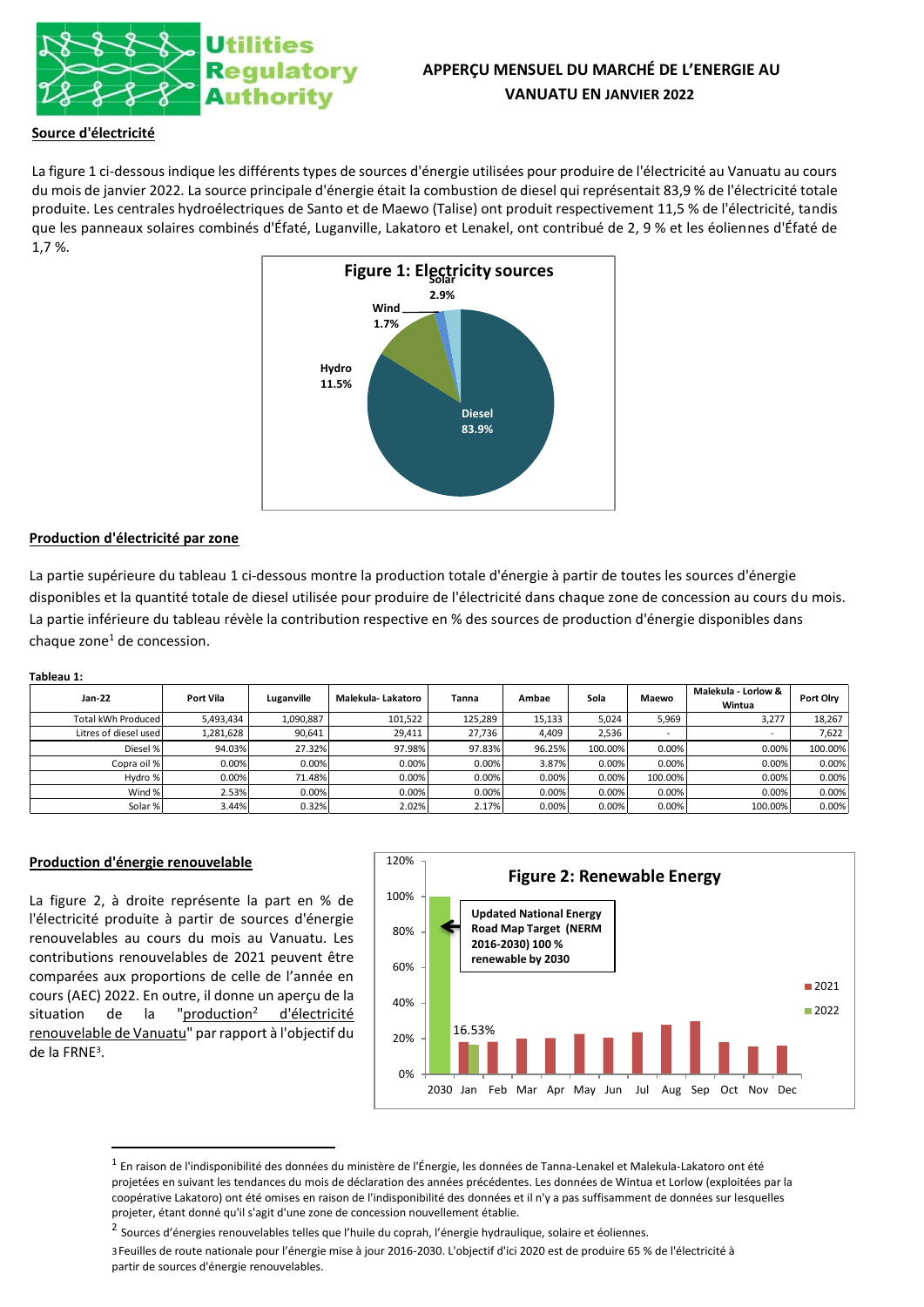# APPERÇU MENSUEL DU MARCHÉ DE L'ENERGIE AU VANUATU EN JANVIER 2022

## Source d'électricité

La figure 1 ci-dessous indique les différents types de sources d'énergie utilisées pour produire de l'électricité au Vanuatu au cours du mois de janvier 2022. La source principale d'énergie était la combustion de diesel qui représentait 83,9 % de l'électricité totale produite. Les centrales hydroélectriques de Santo et de Maewo (Talise) ont produit respectivement 11,5 % de l'électricité, tandis que les panneaux solaires combinés d'Éfaté, Luganville, Lakatoro et Lenakel, ont contribué de 2, 9 % et les éoliennes d'Éfaté de 1,7 %.

**Figure 1: Electricity sources**

Diesel 83.9% ; Hydro 11.5% ; Wind 1.7% ; Solar 2.9%

## Production d'électricité par zone

La partie supérieure du tableau 1 ci-dessous montre la production totale d'énergie à partir de toutes les sources d'énergie disponibles et la quantité totale de diesel utilisée pour produire de l'électricité dans chaque zone de concession au cours du mois. La partie inférieure du tableau révèle la contribution respective en % des sources de production d'énergie disponibles dans chaque zone[1] de concession.

**Tableau 1:**

| Jan-22 | Port Vila | Luganville | Malekula- Lakatoro | Tanna | Ambae | Sola | Maewo | Malekula - Lorlow & Wintua | Port Olry |
|---|---|---|---|---|---|---|---|---|---|
| Total kWh Produced | 5,493,434 | 1,090,887 | 101,522 | 125,289 | 15,133 | 5,024 | 5,969 | 3,277 | 18,267 |
| Litres of diesel used | 1,281,628 | 90,641 | 29,411 | 27,736 | 4,409 | 2,536 | - | - | 7,622 |
| Diesel % | 94.03% | 27.32% | 97.98% | 97.83% | 96.25% | 100.00% | 0.00% | 0.00% | 100.00% |
| Copra oil % | 0.00% | 0.00% | 0.00% | 0.00% | 3.87% | 0.00% | 0.00% | 0.00% | 0.00% |
| Hydro % | 0.00% | 71.48% | 0.00% | 0.00% | 0.00% | 0.00% | 100.00% | 0.00% | 0.00% |
| Wind % | 2.53% | 0.00% | 0.00% | 0.00% | 0.00% | 0.00% | 0.00% | 0.00% | 0.00% |
| Solar % | 3.44% | 0.32% | 2.02% | 2.17% | 0.00% | 0.00% | 0.00% | 100.00% | 0.00% |

## Production d'énergie renouvelable

La figure 2, à droite représente la part en % de l'électricité produite à partir de sources d'énergie renouvelables au cours du mois au Vanuatu. Les contributions renouvelables de 2021 peuvent être comparées aux proportions de celle de l'année en cours (AEC) 2022. En outre, il donne un aperçu de la situation de la "production[2] d'électricité renouvelable de Vanuatu" par rapport à l'objectif du de la FRNE[3].

**Figure 2: Renewable Energy**

Updated National Energy Road Map Target (NERM 2016-2030) 100 % renewable by 2030

2022 (Jan): 16.53%

---

[1] En raison de l'indisponibilité des données du ministère de l'Énergie, les données de Tanna-Lenakel et Malekula-Lakatoro ont été projetées en suivant les tendances du mois de déclaration des années précédentes. Les données de Wintua et Lorlow (exploitées par la coopérative Lakatoro) ont été omises en raison de l'indisponibilité des données et il n'y a pas suffisamment de données sur lesquelles projeter, étant donné qu'il s'agit d'une zone de concession nouvellement établie.

[2] Sources d'énergies renouvelables telles que l'huile du coprah, l'énergie hydraulique, solaire et éoliennes.

[3] Feuilles de route nationale pour l'énergie mise à jour 2016-2030. L'objectif d'ici 2020 est de produire 65 % de l'électricité à partir de sources d'énergie renouvelables.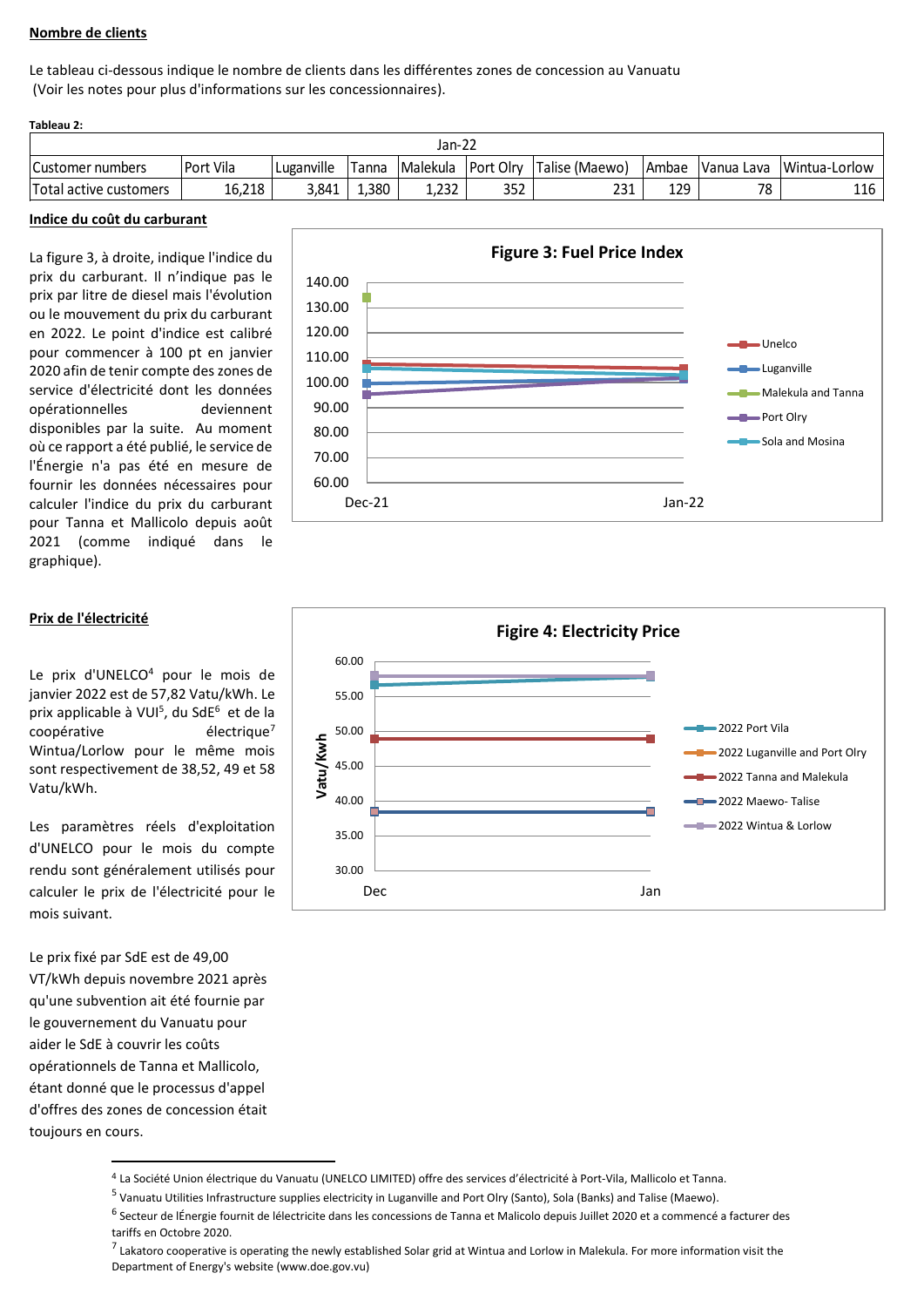**Nombre de clients**

Le tableau ci-dessous indique le nombre de clients dans les différentes zones de concession au Vanuatu (Voir les notes pour plus d'informations sur les concessionnaires).

**Tableau 2:**

| Jan-22 | | | | | | | | | |
|---|---|---|---|---|---|---|---|---|---|
| Customer numbers | Port Vila | Luganville | Tanna | Malekula | Port Olry | Talise (Maewo) | Ambae | Vanua Lava | Wintua-Lorlow |
| Total active customers | 16,218 | 3,841 | 1,380 | 1,232 | 352 | 231 | 129 | 78 | 116 |

**Indice du coût du carburant**

La figure 3, à droite, indique l'indice du prix du carburant. Il n'indique pas le prix par litre de diesel mais l'évolution ou le mouvement du prix du carburant en 2022. Le point d'index est calibré pour commencer à 100 pt en janvier 2020 afin de tenir compte des zones de service d'électricité dont les données opérationnelles deviennent disponibles par la suite. Au moment où ce rapport a été publié, le service de l'Énergie n'a pas été en mesure de fournir les données nécessaires pour calculer l'indice du prix du carburant pour Tanna et Mallicolo depuis août 2021 (comme indiqué dans le graphique).

**Figure 3: Fuel Price Index**

**Prix de l'électricité**

Le prix d'UNELCO[4] pour le mois de janvier 2022 est de 57,82 Vatu/kWh. Le prix applicable à VUI[5], du SdE[6] et de la coopérative électrique[7] Wintua/Lorlow pour le même mois sont respectivement de 38,52, 49 et 58 Vatu/kWh.

Les paramètres réels d'exploitation d'UNELCO pour le mois du compte rendu sont généralement utilisés pour calculer le prix de l'électricité pour le mois suivant.

Le prix fixé par SdE est de 49,00 VT/kWh depuis novembre 2021 après qu'une subvention ait été fournie par le gouvernement du Vanuatu pour aider le SdE à couvrir les coûts opérationnels de Tanna et Mallicolo, étant donné que le processus d'appel d'offres des zones de concession était toujours en cours.

**Figire 4: Electricity Price**

---

[4] La Société Union électrique du Vanuatu (UNELCO LIMITED) offre des services d'électricité à Port-Vila, Mallicolo et Tanna.

[5] Vanuatu Utilities Infrastructure supplies electricity in Luganville and Port Olry (Santo), Sola (Banks) and Talise (Maewo).

[6] Secteur de lÉnergie fournit de lélectricite dans les concessions de Tanna et Malicolo depuis Juillet 2020 et a commencé a facturer des tariffs en Octobre 2020.

[7] Lakatoro cooperative is operating the newly established Solar grid at Wintua and Lorlow in Malekula. For more information visit the Department of Energy's website (www.doe.gov.vu)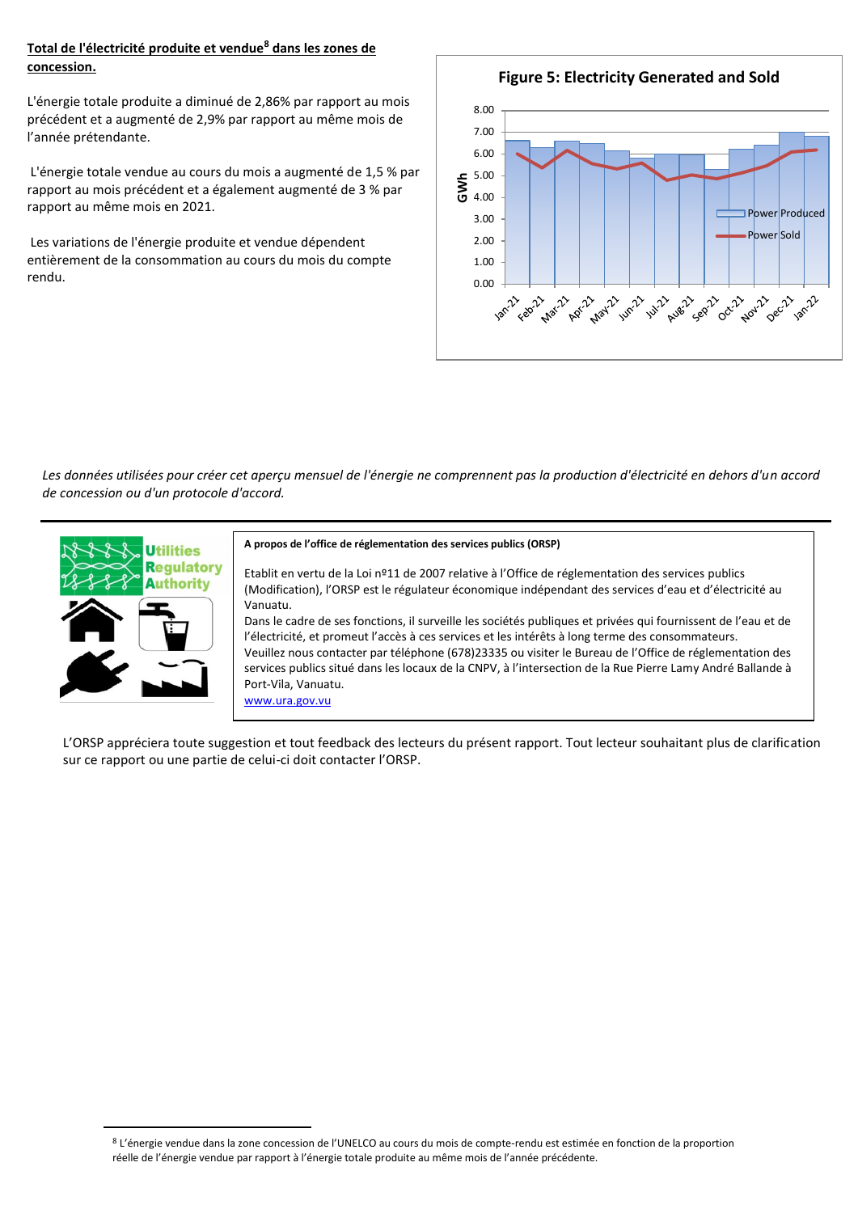**Total de l'électricité produite et vendue[8] dans les zones de concession.**

L'énergie totale produite a diminué de 2,86% par rapport au mois précédent et a augmenté de 2,9% par rapport au même mois de l'année prétendante.

L'énergie totale vendue au cours du mois a augmenté de 1,5 % par rapport au mois précédent et a également augmenté de 3 % par rapport au même mois en 2021.

Les variations de l'énergie produite et vendue dépendent entièrement de la consommation au cours du mois du compte rendu.

**Figure 5: Electricity Generated and Sold**

GWh

8.00
7.00
6.00
5.00
4.00
3.00
2.00
1.00
0.00

Jan-21 Feb-21 Mar-21 Apr-21 May-21 Jun-21 Jul-21 Aug-21 Sep-21 Oct-21 Nov-21 Dec-21 Jan-22

Power Produced
Power Sold

*Les données utilisées pour créer cet aperçu mensuel de l'énergie ne comprennent pas la production d'électricité en dehors d'un accord de concession ou d'un protocole d'accord.*

Utilities Regulatory Authority

**A propos de l'office de réglementation des services publics (ORSP)**

Etablit en vertu de la Loi nº11 de 2007 relative à l'Office de réglementation des services publics (Modification), l'ORSP est le régulateur économique indépendant des services d'eau et d'électricité au Vanuatu.
Dans le cadre de ses fonctions, il surveille les sociétés publiques et privées qui fournissent de l'eau et de l'électricité, et promeut l'accès à ces services et les intérêts à long terme des consommateurs.
Veuillez nous contacter par téléphone (678)23335 ou visiter le Bureau de l'Office de réglementation des services publics situé dans les locaux de la CNPV, à l'intersection de la Rue Pierre Lamy André Ballande à Port-Vila, Vanuatu.
www.ura.gov.vu

L'ORSP appréciera toute suggestion et tout feedback des lecteurs du présent rapport. Tout lecteur souhaitant plus de clarification sur ce rapport ou une partie de celui-ci doit contacter l'ORSP.

[8] L'énergie vendue dans la zone concession de l'UNELCO au cours du mois de compte-rendu est estimée en fonction de la proportion réelle de l'énergie vendue par rapport à l'énergie totale produite au même mois de l'année précédente.